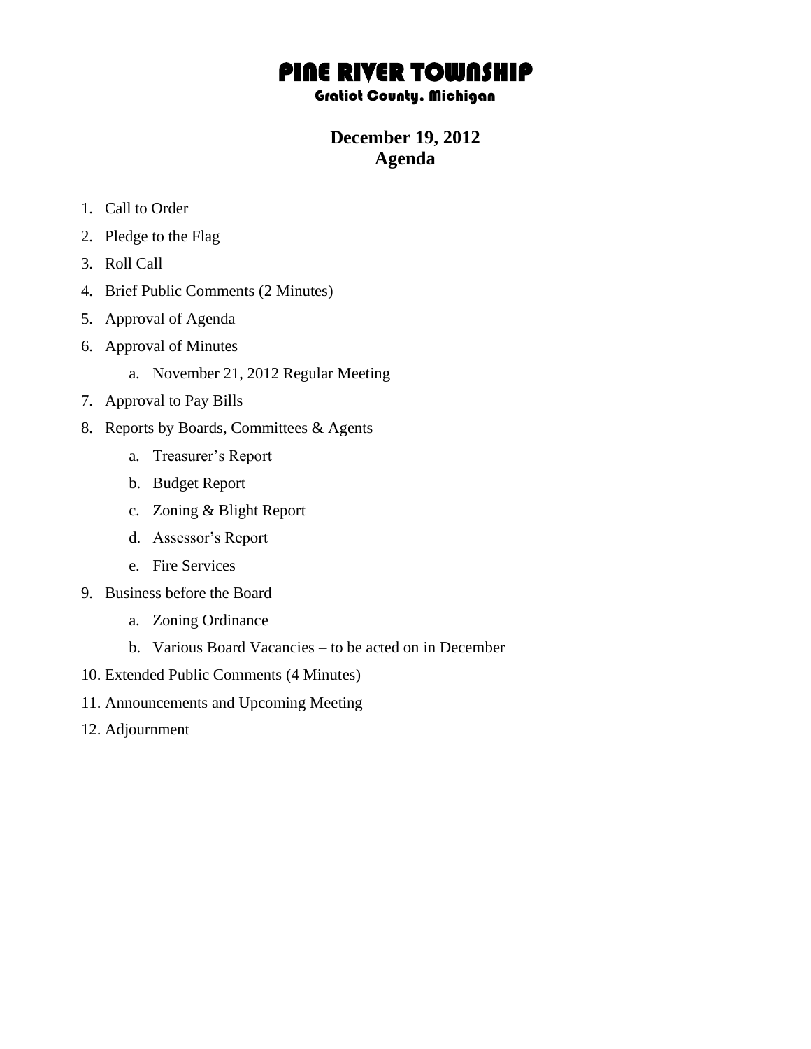# PINE RIVER TOWNSHIP

### Gratiot County, Michigan

## December 19, 2012
## Agenda

1. Call to Order
2. Pledge to the Flag
3. Roll Call
4. Brief Public Comments (2 Minutes)
5. Approval of Agenda
6. Approval of Minutes
    a. November 21, 2012 Regular Meeting
7. Approval to Pay Bills
8. Reports by Boards, Committees & Agents
    a. Treasurer's Report
    b. Budget Report
    c. Zoning & Blight Report
    d. Assessor's Report
    e. Fire Services
9. Business before the Board
    a. Zoning Ordinance
    b. Various Board Vacancies – to be acted on in December
10. Extended Public Comments (4 Minutes)
11. Announcements and Upcoming Meeting
12. Adjournment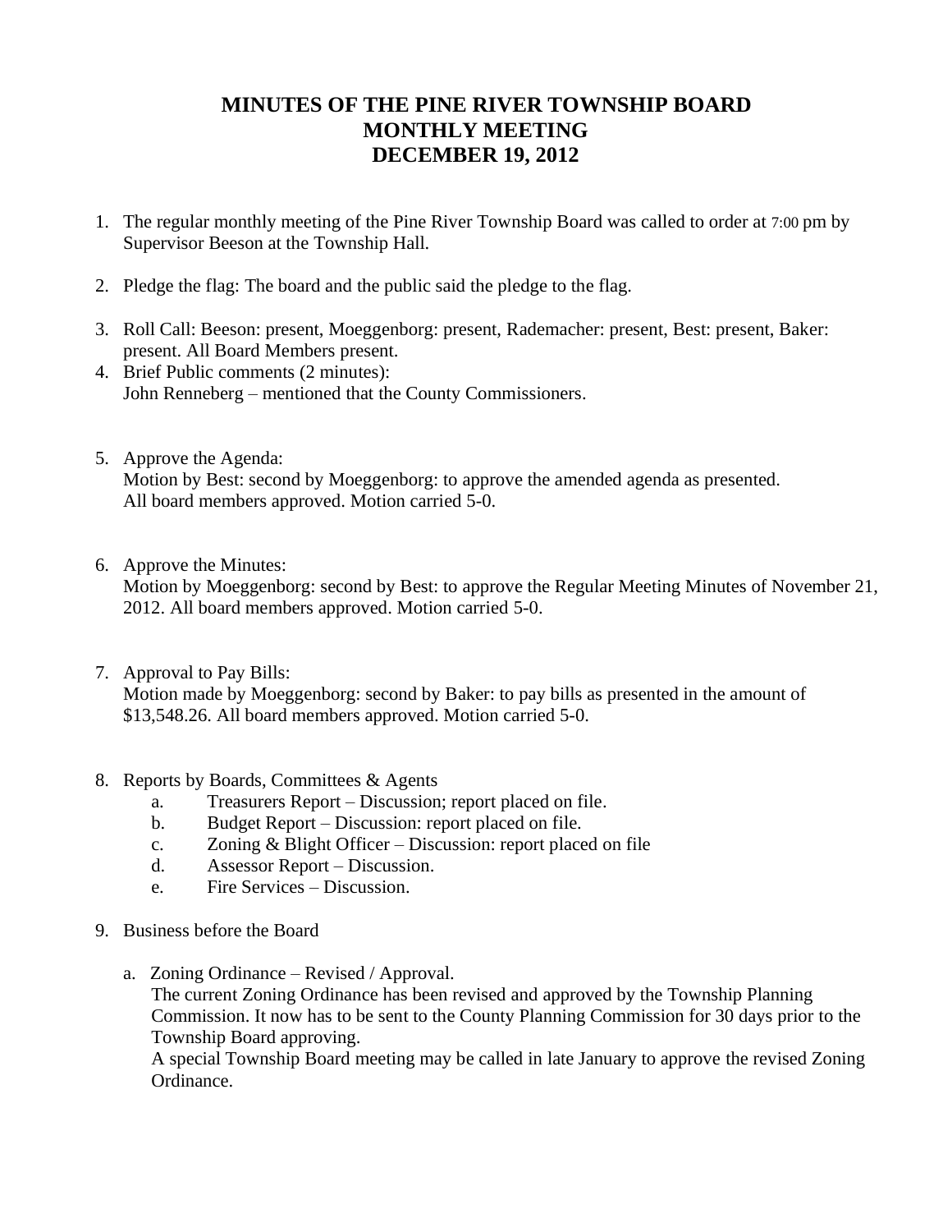# MINUTES OF THE PINE RIVER TOWNSHIP BOARD MONTHLY MEETING DECEMBER 19, 2012

1. The regular monthly meeting of the Pine River Township Board was called to order at 7:00 pm by Supervisor Beeson at the Township Hall.

2. Pledge the flag: The board and the public said the pledge to the flag.

3. Roll Call: Beeson: present, Moeggenborg: present, Rademacher: present, Best: present, Baker: present. All Board Members present.
4. Brief Public comments (2 minutes):
   John Renneberg – mentioned that the County Commissioners.

5. Approve the Agenda:
   Motion by Best: second by Moeggenborg: to approve the amended agenda as presented. All board members approved. Motion carried 5-0.

6. Approve the Minutes:
   Motion by Moeggenborg: second by Best: to approve the Regular Meeting Minutes of November 21, 2012. All board members approved. Motion carried 5-0.

7. Approval to Pay Bills:
   Motion made by Moeggenborg: second by Baker: to pay bills as presented in the amount of $13,548.26. All board members approved. Motion carried 5-0.

8. Reports by Boards, Committees & Agents
   a. Treasurers Report – Discussion; report placed on file.
   b. Budget Report – Discussion: report placed on file.
   c. Zoning & Blight Officer – Discussion: report placed on file
   d. Assessor Report – Discussion.
   e. Fire Services – Discussion.

9. Business before the Board

   a. Zoning Ordinance – Revised / Approval.
      The current Zoning Ordinance has been revised and approved by the Township Planning Commission. It now has to be sent to the County Planning Commission for 30 days prior to the Township Board approving.
      A special Township Board meeting may be called in late January to approve the revised Zoning Ordinance.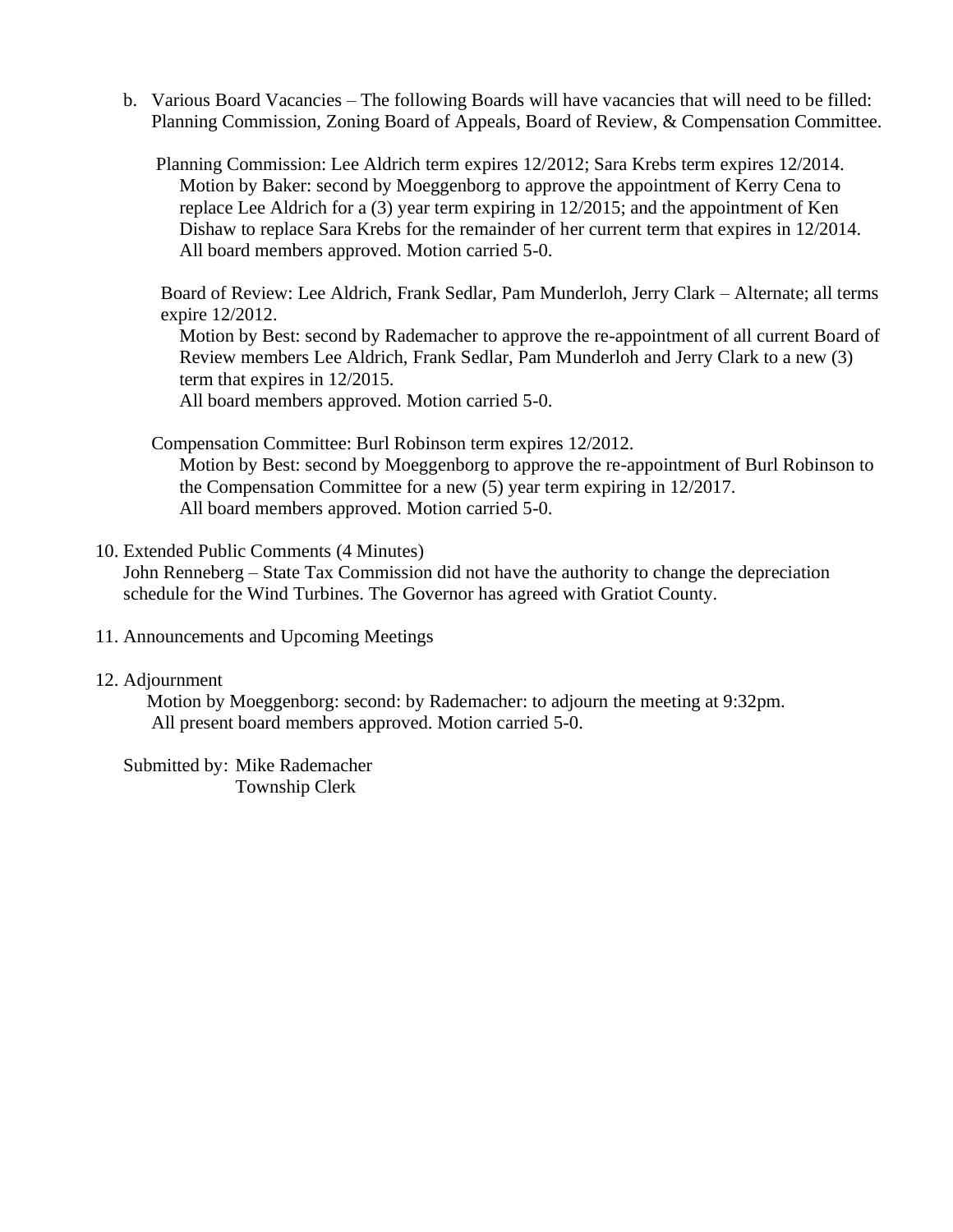b. Various Board Vacancies – The following Boards will have vacancies that will need to be filled: Planning Commission, Zoning Board of Appeals, Board of Review, & Compensation Committee.

   Planning Commission: Lee Aldrich term expires 12/2012; Sara Krebs term expires 12/2014.
   Motion by Baker: second by Moeggenborg to approve the appointment of Kerry Cena to replace Lee Aldrich for a (3) year term expiring in 12/2015; and the appointment of Ken Dishaw to replace Sara Krebs for the remainder of her current term that expires in 12/2014.
   All board members approved. Motion carried 5-0.

   Board of Review: Lee Aldrich, Frank Sedlar, Pam Munderloh, Jerry Clark – Alternate; all terms expire 12/2012.
   Motion by Best: second by Rademacher to approve the re-appointment of all current Board of Review members Lee Aldrich, Frank Sedlar, Pam Munderloh and Jerry Clark to a new (3) term that expires in 12/2015.
   All board members approved. Motion carried 5-0.

   Compensation Committee: Burl Robinson term expires 12/2012.
   Motion by Best: second by Moeggenborg to approve the re-appointment of Burl Robinson to the Compensation Committee for a new (5) year term expiring in 12/2017.
   All board members approved. Motion carried 5-0.

10. Extended Public Comments (4 Minutes)
    John Renneberg – State Tax Commission did not have the authority to change the depreciation schedule for the Wind Turbines. The Governor has agreed with Gratiot County.

11. Announcements and Upcoming Meetings

12. Adjournment
    Motion by Moeggenborg: second: by Rademacher: to adjourn the meeting at 9:32pm.
    All present board members approved. Motion carried 5-0.

Submitted by: Mike Rademacher
Township Clerk